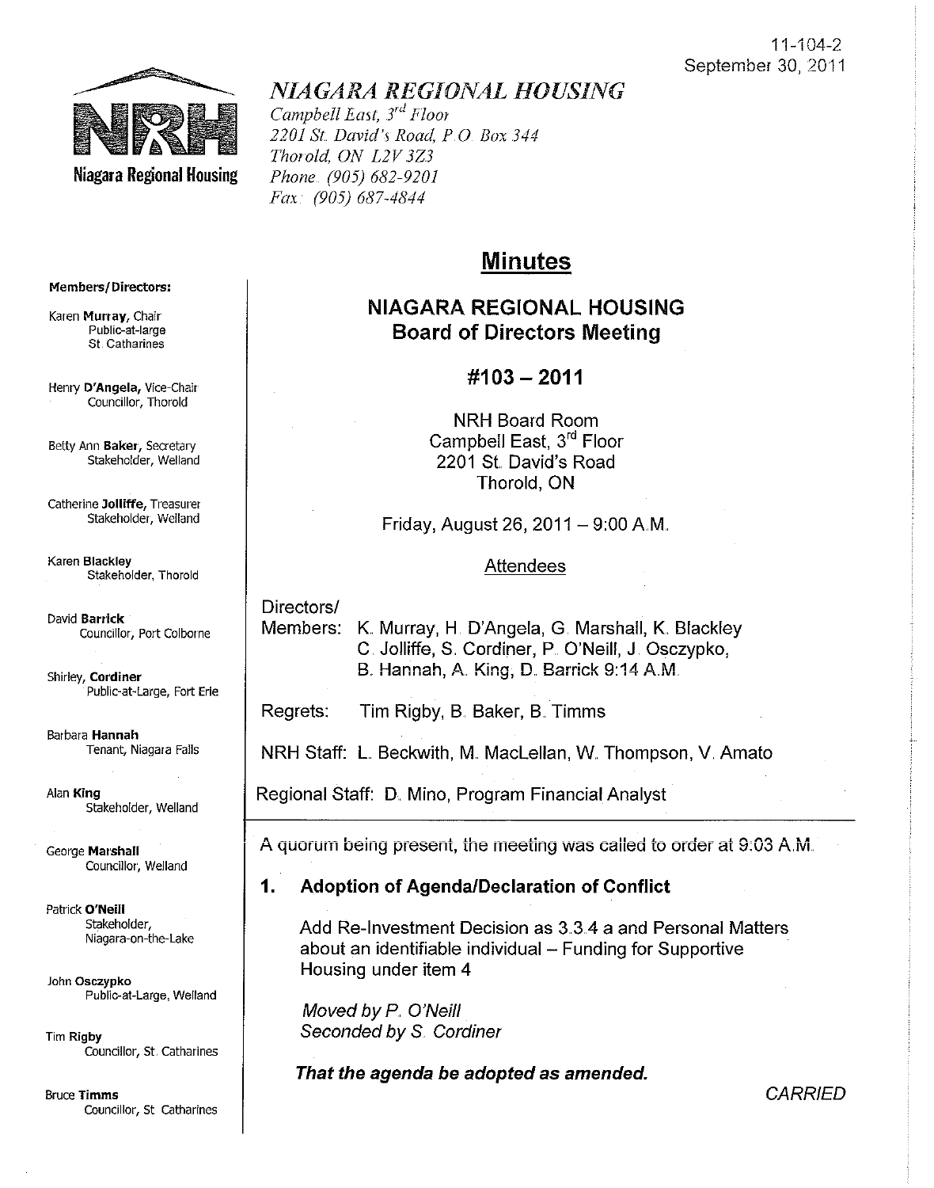11-104-2
September 30, 2011

# NIAGARA REGIONAL HOUSING

*Campbell East, 3rd Floor*
*2201 St. David's Road, P.O. Box 344*
*Thorold, ON L2V 3Z3*
*Phone: (905) 682-9201*
*Fax: (905) 687-4844*

**Members/Directors:**

Karen **Murray**, Chair
Public-at-large
St. Catharines

Henry **D'Angela**, Vice-Chair
Councillor, Thorold

Betty Ann **Baker**, Secretary
Stakeholder, Welland

Catherine **Jolliffe**, Treasurer
Stakeholder, Welland

Karen **Blackley**
Stakeholder, Thorold

David **Barrick**
Councillor, Port Colborne

Shirley, **Cordiner**
Public-at-Large, Fort Erie

Barbara **Hannah**
Tenant, Niagara Falls

Alan **King**
Stakeholder, Welland

George **Marshall**
Councillor, Welland

Patrick **O'Neill**
Stakeholder,
Niagara-on-the-Lake

John **Osczypko**
Public-at-Large, Welland

Tim **Rigby**
Councillor, St. Catharines

Bruce **Timms**
Councillor, St. Catharines

## Minutes

## NIAGARA REGIONAL HOUSING Board of Directors Meeting

## #103 – 2011

NRH Board Room
Campbell East, 3rd Floor
2201 St. David's Road
Thorold, ON

Friday, August 26, 2011 – 9:00 A.M.

Attendees

Directors/
Members: K. Murray, H. D'Angela, G. Marshall, K. Blackley
C. Jolliffe, S. Cordiner, P. O'Neill, J. Osczypko,
B. Hannah, A. King, D. Barrick 9:14 A.M.

Regrets: Tim Rigby, B. Baker, B. Timms

NRH Staff: L. Beckwith, M. MacLellan, W. Thompson, V. Amato

Regional Staff: D. Mino, Program Financial Analyst

A quorum being present, the meeting was called to order at 9:03 A.M.

### 1. Adoption of Agenda/Declaration of Conflict

Add Re-Investment Decision as 3.3.4 a and Personal Matters about an identifiable individual – Funding for Supportive Housing under item 4

*Moved by P. O'Neill*
*Seconded by S. Cordiner*

***That the agenda be adopted as amended.***

CARRIED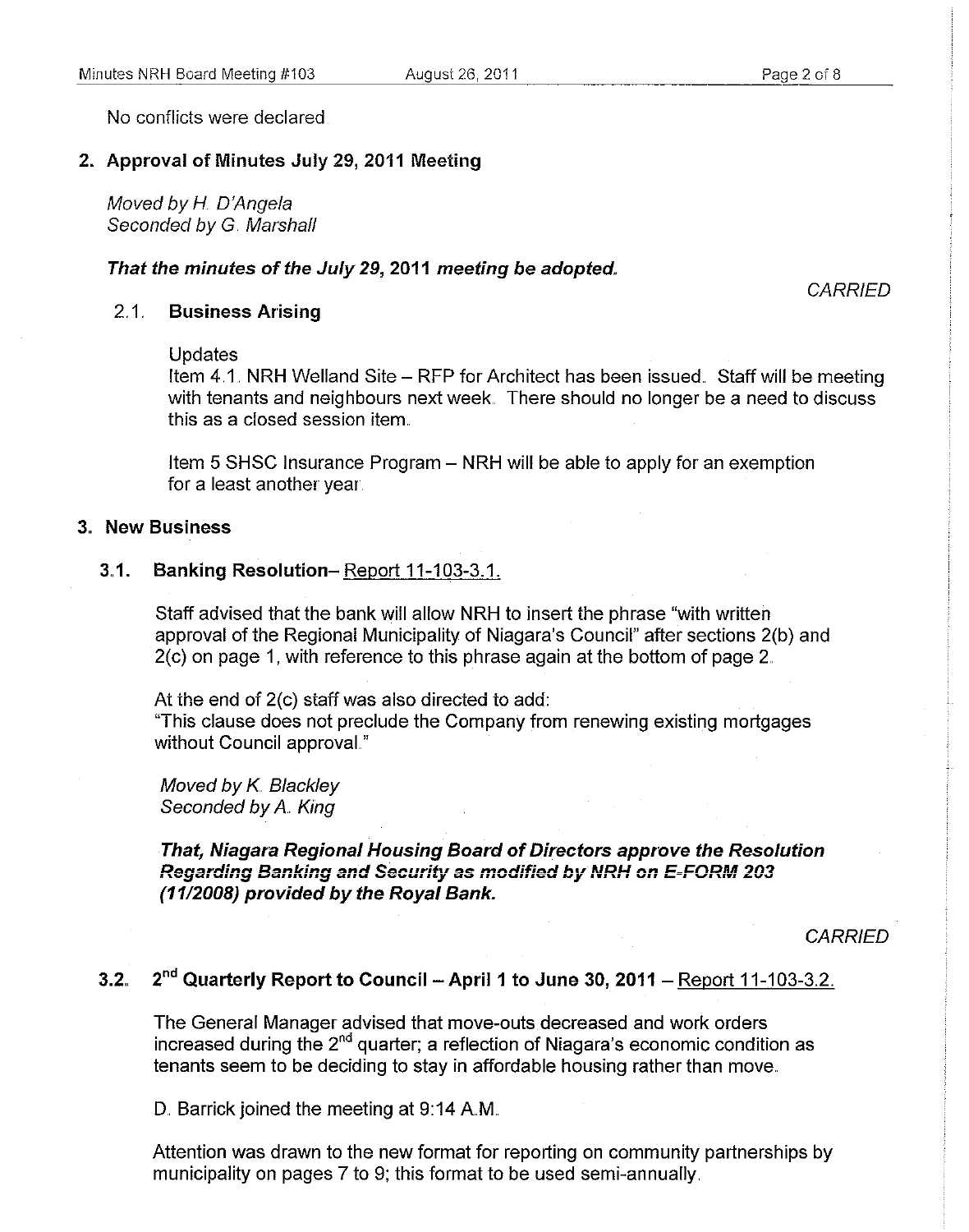No conflicts were declared.

## 2. Approval of Minutes July 29, 2011 Meeting

*Moved by H. D'Angela*
*Seconded by G. Marshall*

***That the minutes of the July 29, 2011 meeting be adopted.***

*CARRIED*

### 2.1. Business Arising

Updates
Item 4.1. NRH Welland Site – RFP for Architect has been issued. Staff will be meeting with tenants and neighbours next week. There should no longer be a need to discuss this as a closed session item.

Item 5 SHSC Insurance Program – NRH will be able to apply for an exemption for a least another year.

## 3. New Business

### 3.1. Banking Resolution– Report 11-103-3.1.

Staff advised that the bank will allow NRH to insert the phrase "with written approval of the Regional Municipality of Niagara's Council" after sections 2(b) and 2(c) on page 1, with reference to this phrase again at the bottom of page 2.

At the end of 2(c) staff was also directed to add:
"This clause does not preclude the Company from renewing existing mortgages without Council approval."

*Moved by K. Blackley*
*Seconded by A. King*

***That, Niagara Regional Housing Board of Directors approve the Resolution Regarding Banking and Security as modified by NRH on E-FORM 203 (11/2008) provided by the Royal Bank.***

*CARRIED*

### 3.2. 2nd Quarterly Report to Council – April 1 to June 30, 2011 – Report 11-103-3.2.

The General Manager advised that move-outs decreased and work orders increased during the 2nd quarter; a reflection of Niagara's economic condition as tenants seem to be deciding to stay in affordable housing rather than move.

D. Barrick joined the meeting at 9:14 A.M.

Attention was drawn to the new format for reporting on community partnerships by municipality on pages 7 to 9; this format to be used semi-annually.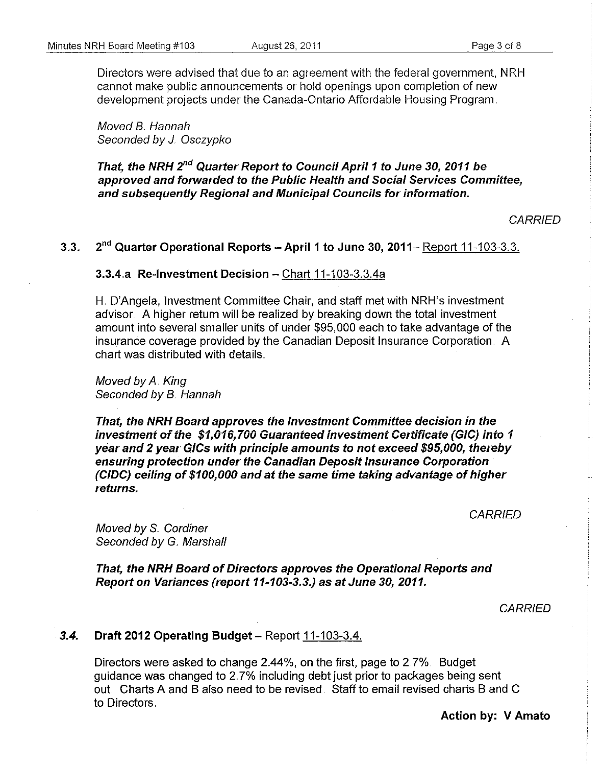Directors were advised that due to an agreement with the federal government, NRH cannot make public announcements or hold openings upon completion of new development projects under the Canada-Ontario Affordable Housing Program.

*Moved B. Hannah*
*Seconded by J. Osczypko*

***That, the NRH 2nd Quarter Report to Council April 1 to June 30, 2011 be approved and forwarded to the Public Health and Social Services Committee, and subsequently Regional and Municipal Councils for information.***

*CARRIED*

### 3.3. 2nd Quarter Operational Reports – April 1 to June 30, 2011– Report 11-103-3.3.

**3.3.4.a Re-Investment Decision** – Chart 11-103-3.3.4a

H. D'Angela, Investment Committee Chair, and staff met with NRH's investment advisor. A higher return will be realized by breaking down the total investment amount into several smaller units of under $95,000 each to take advantage of the insurance coverage provided by the Canadian Deposit Insurance Corporation. A chart was distributed with details.

*Moved by A. King*
*Seconded by B. Hannah*

***That, the NRH Board approves the Investment Committee decision in the investment of the $1,016,700 Guaranteed Investment Certificate (GIC) into 1 year and 2 year GICs with principle amounts to not exceed $95,000, thereby ensuring protection under the Canadian Deposit Insurance Corporation (CIDC) ceiling of $100,000 and at the same time taking advantage of higher returns.***

*CARRIED*

*Moved by S. Cordiner*
*Seconded by G. Marshall*

***That, the NRH Board of Directors approves the Operational Reports and Report on Variances (report 11-103-3.3.) as at June 30, 2011.***

*CARRIED*

### 3.4. Draft 2012 Operating Budget – Report 11-103-3.4.

Directors were asked to change 2.44%, on the first, page to 2.7%. Budget guidance was changed to 2.7% including debt just prior to packages being sent out. Charts A and B also need to be revised. Staff to email revised charts B and C to Directors.

**Action by: V Amato**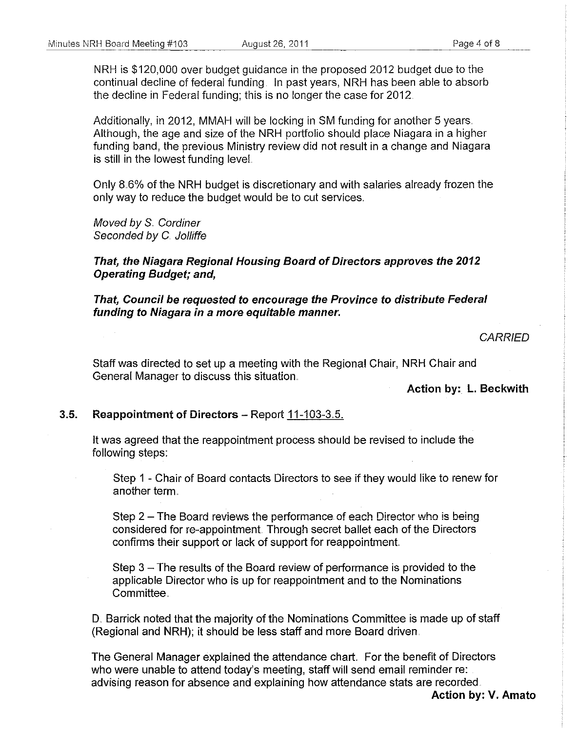NRH is $120,000 over budget guidance in the proposed 2012 budget due to the continual decline of federal funding. In past years, NRH has been able to absorb the decline in Federal funding; this is no longer the case for 2012.

Additionally, in 2012, MMAH will be locking in SM funding for another 5 years. Although, the age and size of the NRH portfolio should place Niagara in a higher funding band, the previous Ministry review did not result in a change and Niagara is still in the lowest funding level.

Only 8.6% of the NRH budget is discretionary and with salaries already frozen the only way to reduce the budget would be to cut services.

*Moved by S. Cordiner*
*Seconded by C. Jolliffe*

***That, the Niagara Regional Housing Board of Directors approves the 2012 Operating Budget; and,***

***That, Council be requested to encourage the Province to distribute Federal funding to Niagara in a more equitable manner.***

*CARRIED*

Staff was directed to set up a meeting with the Regional Chair, NRH Chair and General Manager to discuss this situation.

**Action by: L. Beckwith**

### 3.5. Reappointment of Directors – Report 11-103-3.5.

It was agreed that the reappointment process should be revised to include the following steps:

Step 1 - Chair of Board contacts Directors to see if they would like to renew for another term.

Step 2 – The Board reviews the performance of each Director who is being considered for re-appointment. Through secret ballet each of the Directors confirms their support or lack of support for reappointment.

Step 3 – The results of the Board review of performance is provided to the applicable Director who is up for reappointment and to the Nominations Committee.

D. Barrick noted that the majority of the Nominations Committee is made up of staff (Regional and NRH); it should be less staff and more Board driven.

The General Manager explained the attendance chart. For the benefit of Directors who were unable to attend today's meeting, staff will send email reminder re: advising reason for absence and explaining how attendance stats are recorded.

**Action by: V. Amato**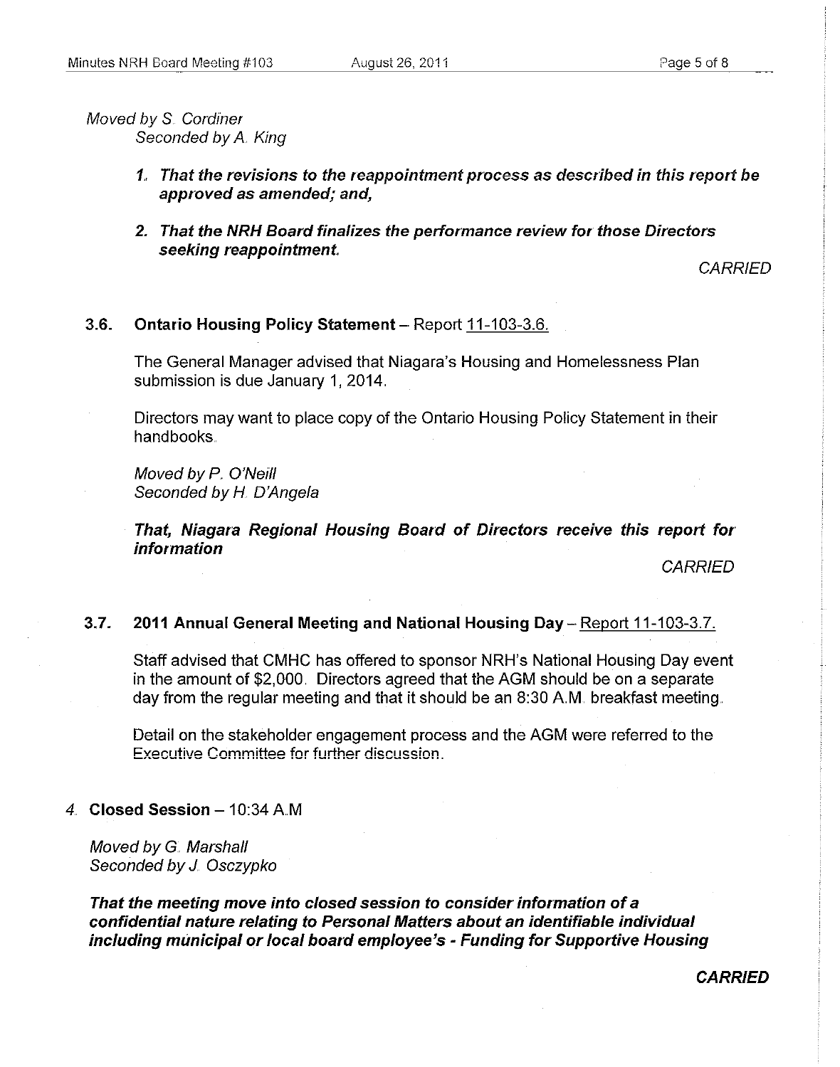*Moved by S. Cordiner*
*Seconded by A. King*

1. ***That the revisions to the reappointment process as described in this report be approved as amended; and,***

2. ***That the NRH Board finalizes the performance review for those Directors seeking reappointment.***

*CARRIED*

### 3.6. Ontario Housing Policy Statement – Report 11-103-3.6.

The General Manager advised that Niagara's Housing and Homelessness Plan submission is due January 1, 2014.

Directors may want to place copy of the Ontario Housing Policy Statement in their handbooks.

*Moved by P. O'Neill*
*Seconded by H. D'Angela*

***That, Niagara Regional Housing Board of Directors receive this report for information***

*CARRIED*

### 3.7. 2011 Annual General Meeting and National Housing Day – Report 11-103-3.7.

Staff advised that CMHC has offered to sponsor NRH's National Housing Day event in the amount of $2,000. Directors agreed that the AGM should be on a separate day from the regular meeting and that it should be an 8:30 A.M. breakfast meeting.

Detail on the stakeholder engagement process and the AGM were referred to the Executive Committee for further discussion.

## 4. Closed Session – 10:34 A.M

*Moved by G. Marshall*
*Seconded by J. Osczypko*

***That the meeting move into closed session to consider information of a confidential nature relating to Personal Matters about an identifiable individual including municipal or local board employee's - Funding for Supportive Housing***

***CARRIED***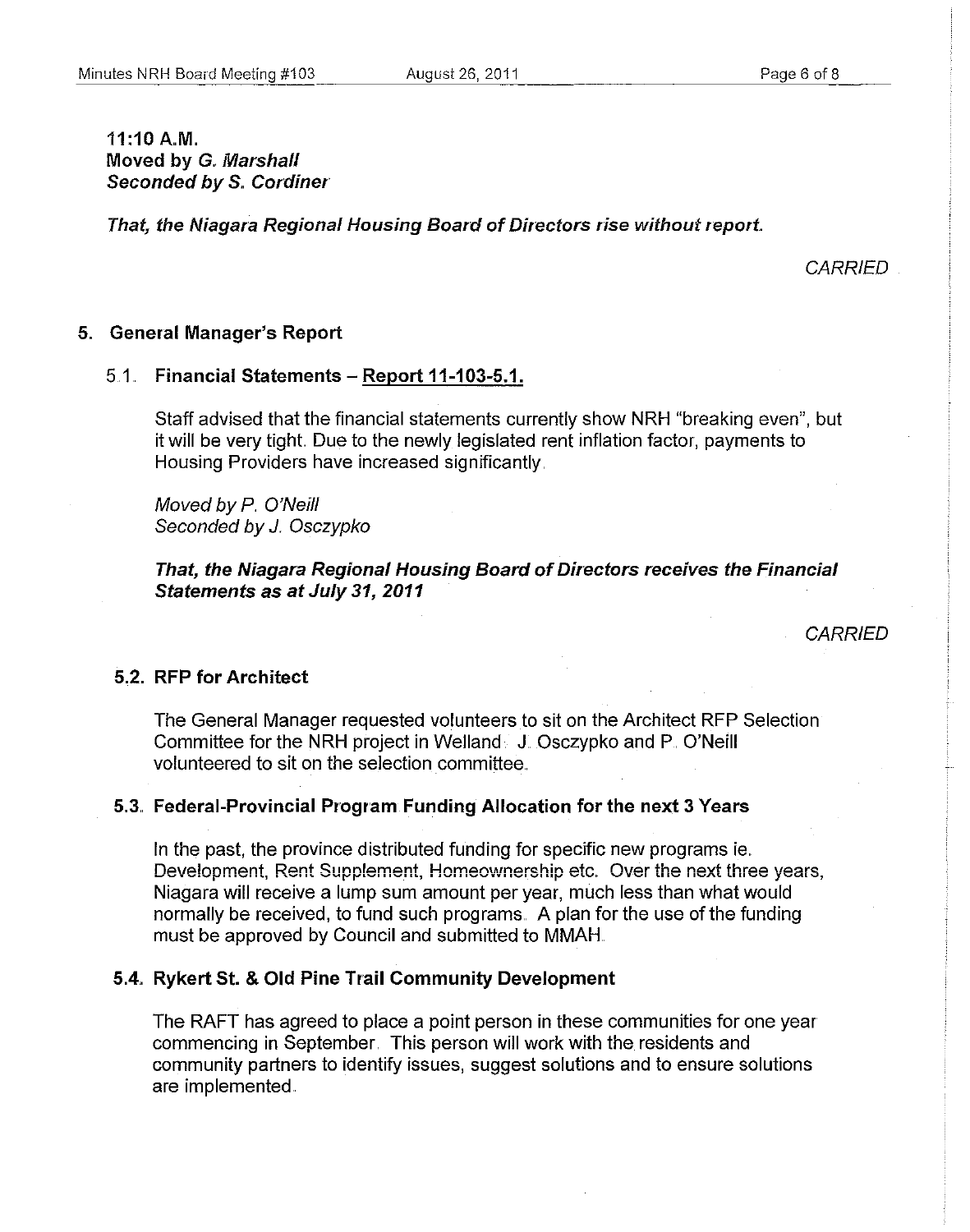**11:10 A.M.**
**Moved by *G. Marshall***
***Seconded by S. Cordiner***

***That, the Niagara Regional Housing Board of Directors rise without report.***

*CARRIED*

## 5. General Manager's Report

### 5.1. Financial Statements – Report 11-103-5.1.

Staff advised that the financial statements currently show NRH "breaking even", but it will be very tight. Due to the newly legislated rent inflation factor, payments to Housing Providers have increased significantly.

*Moved by P. O'Neill*
*Seconded by J. Osczypko*

***That, the Niagara Regional Housing Board of Directors receives the Financial Statements as at July 31, 2011***

*CARRIED*

### 5.2. RFP for Architect

The General Manager requested volunteers to sit on the Architect RFP Selection Committee for the NRH project in Welland. J. Osczypko and P. O'Neill volunteered to sit on the selection committee.

### 5.3. Federal-Provincial Program Funding Allocation for the next 3 Years

In the past, the province distributed funding for specific new programs ie. Development, Rent Supplement, Homeownership etc. Over the next three years, Niagara will receive a lump sum amount per year, much less than what would normally be received, to fund such programs. A plan for the use of the funding must be approved by Council and submitted to MMAH.

### 5.4. Rykert St. & Old Pine Trail Community Development

The RAFT has agreed to place a point person in these communities for one year commencing in September. This person will work with the residents and community partners to identify issues, suggest solutions and to ensure solutions are implemented.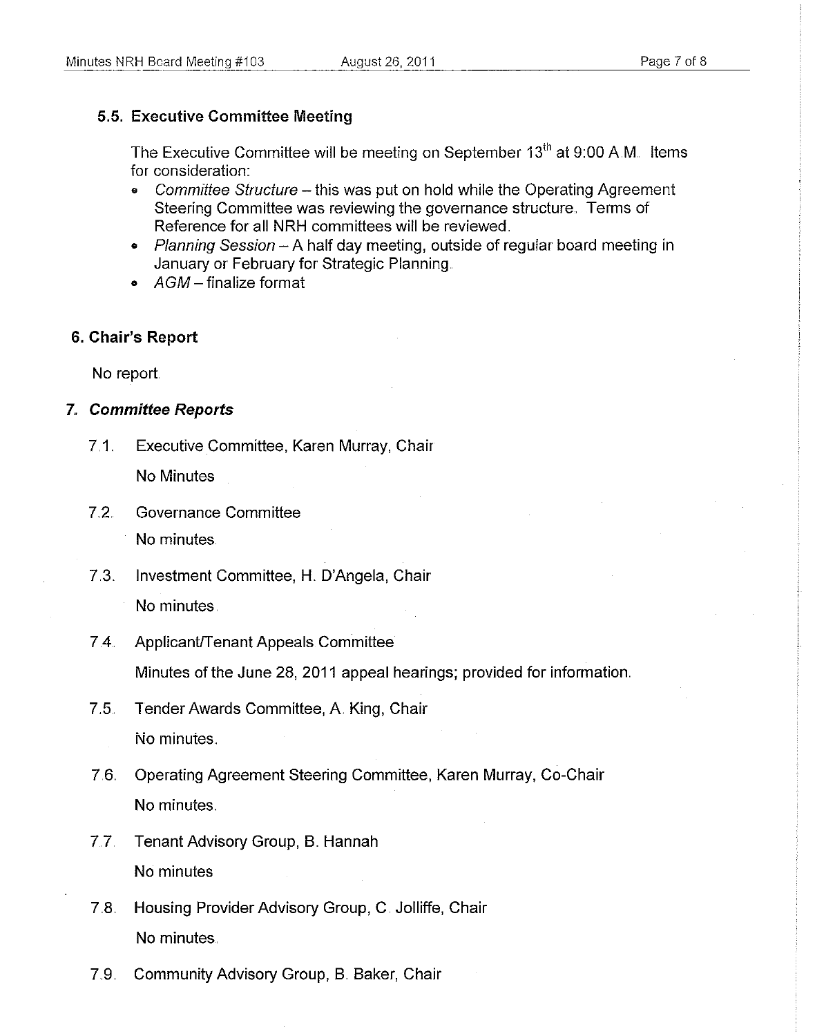### 5.5. Executive Committee Meeting

The Executive Committee will be meeting on September 13th at 9:00 A.M. Items for consideration:

- *Committee Structure* – this was put on hold while the Operating Agreement Steering Committee was reviewing the governance structure. Terms of Reference for all NRH committees will be reviewed.
- *Planning Session* – A half day meeting, outside of regular board meeting in January or February for Strategic Planning.
- *AGM* – finalize format

## 6. Chair's Report

No report.

## *7. Committee Reports*

7.1. Executive Committee, Karen Murray, Chair

No Minutes

7.2. Governance Committee

No minutes.

7.3. Investment Committee, H. D'Angela, Chair

No minutes.

7.4. Applicant/Tenant Appeals Committee

Minutes of the June 28, 2011 appeal hearings; provided for information.

7.5. Tender Awards Committee, A. King, Chair

No minutes.

7.6. Operating Agreement Steering Committee, Karen Murray, Co-Chair

No minutes.

7.7. Tenant Advisory Group, B. Hannah

No minutes

7.8. Housing Provider Advisory Group, C. Jolliffe, Chair

No minutes.

7.9. Community Advisory Group, B. Baker, Chair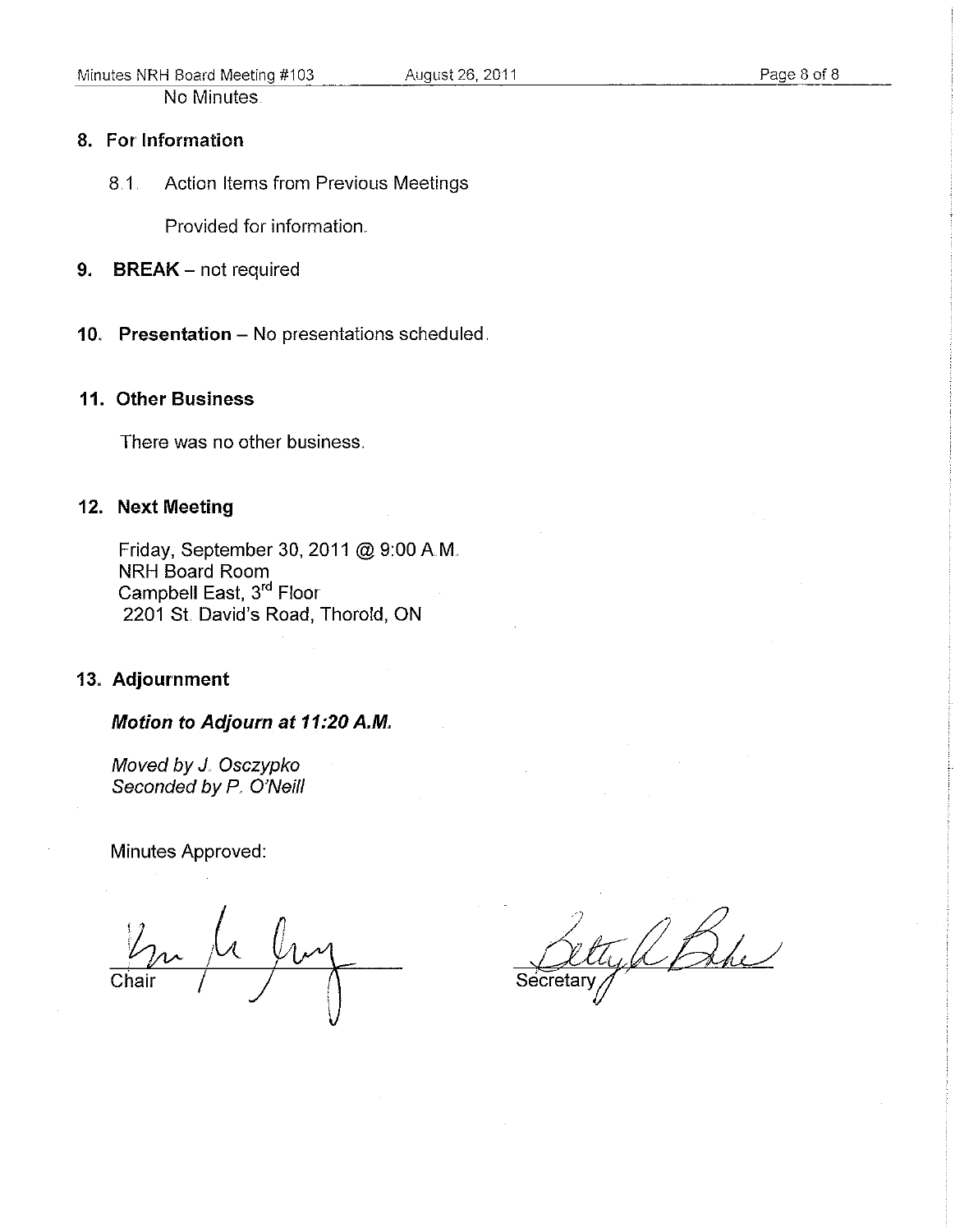No Minutes.

## 8. For Information

8.1. Action Items from Previous Meetings

Provided for information.

## 9. BREAK – not required

## 10. Presentation – No presentations scheduled.

## 11. Other Business

There was no other business.

## 12. Next Meeting

Friday, September 30, 2011 @ 9:00 A.M.
NRH Board Room
Campbell East, 3rd Floor
2201 St. David's Road, Thorold, ON

## 13. Adjournment

***Motion to Adjourn at 11:20 A.M.***

*Moved by J. Osczypko*
*Seconded by P. O'Neill*

Minutes Approved:

Chair

Secretary